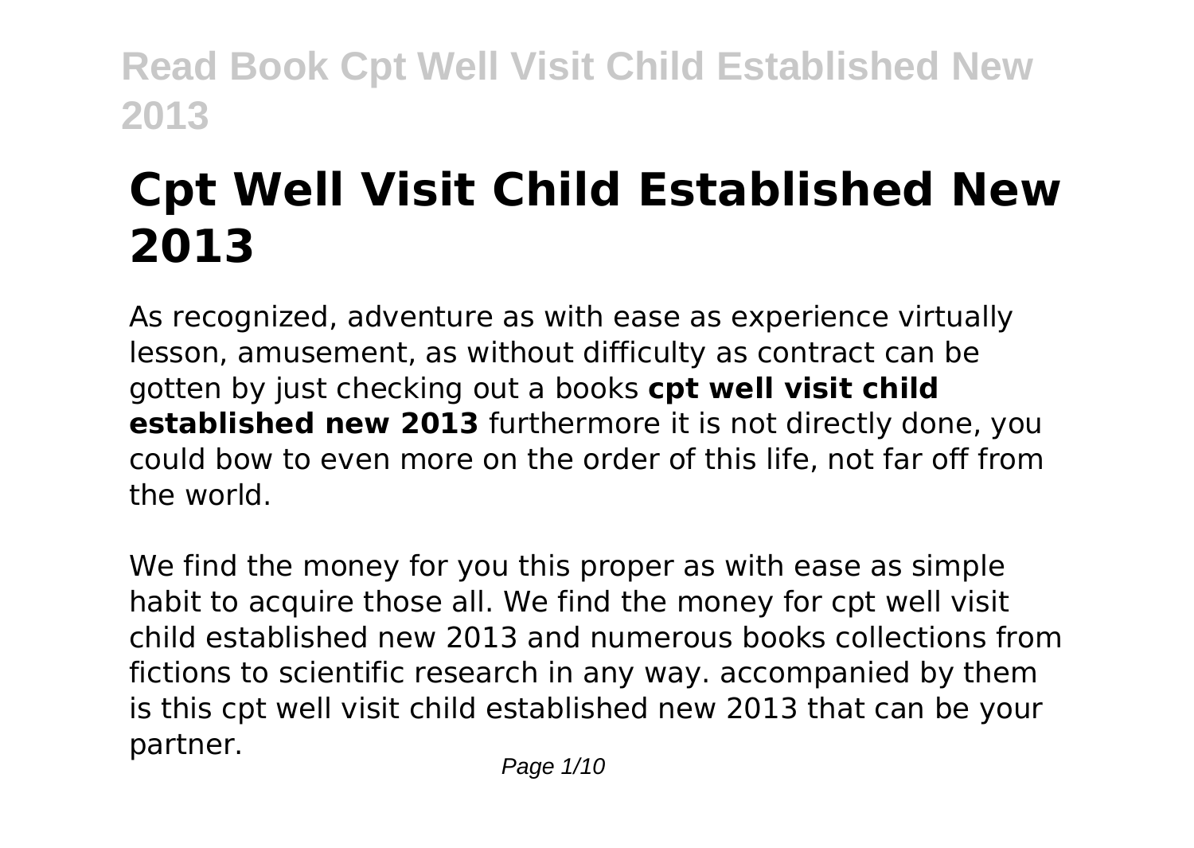# Cpt Well Visit Child Established New 2013

As recognized, adventure as with ease as experience virtually lesson, amusement, as without difficulty as contract can be gotten by just checking out a books **cpt well visit child established new 2013** furthermore it is not directly done, you could bow to even more on the order of this life, not far off from the world.

We find the money for you this proper as with ease as simple habit to acquire those all. We find the money for cpt well visit child established new 2013 and numerous books collections from fictions to scientific research in any way. accompanied by them is this cpt well visit child established new 2013 that can be your partner.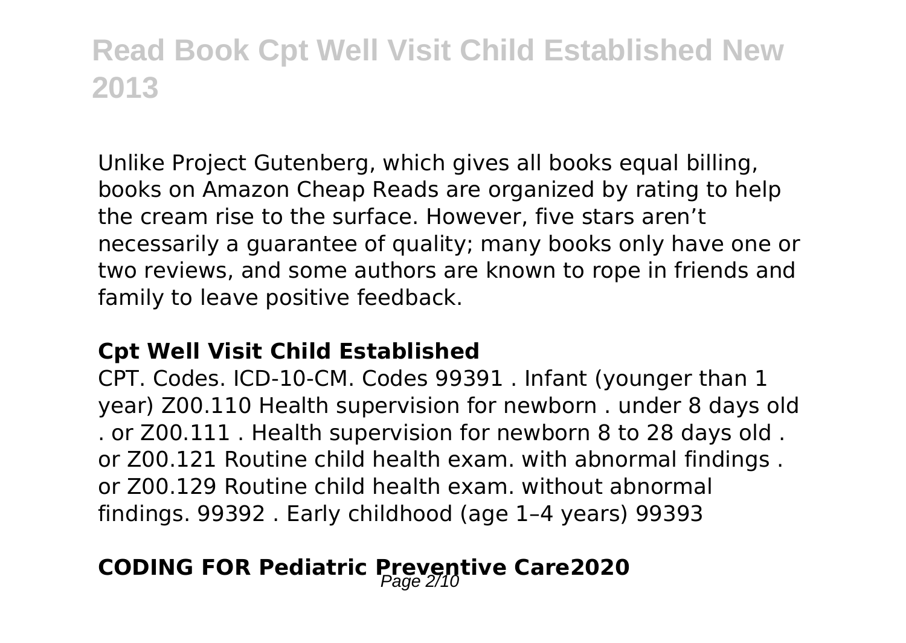Unlike Project Gutenberg, which gives all books equal billing, books on Amazon Cheap Reads are organized by rating to help the cream rise to the surface. However, five stars aren't necessarily a guarantee of quality; many books only have one or two reviews, and some authors are known to rope in friends and family to leave positive feedback.

### Cpt Well Visit Child Established

CPT. Codes. ICD-10-CM. Codes 99391 . Infant (younger than 1 year) Z00.110 Health supervision for newborn . under 8 days old . or Z00.111 . Health supervision for newborn 8 to 28 days old . or Z00.121 Routine child health exam. with abnormal findings . or Z00.129 Routine child health exam. without abnormal findings. 99392 . Early childhood (age 1–4 years) 99393

## CODING FOR Pediatric Preventive Care2020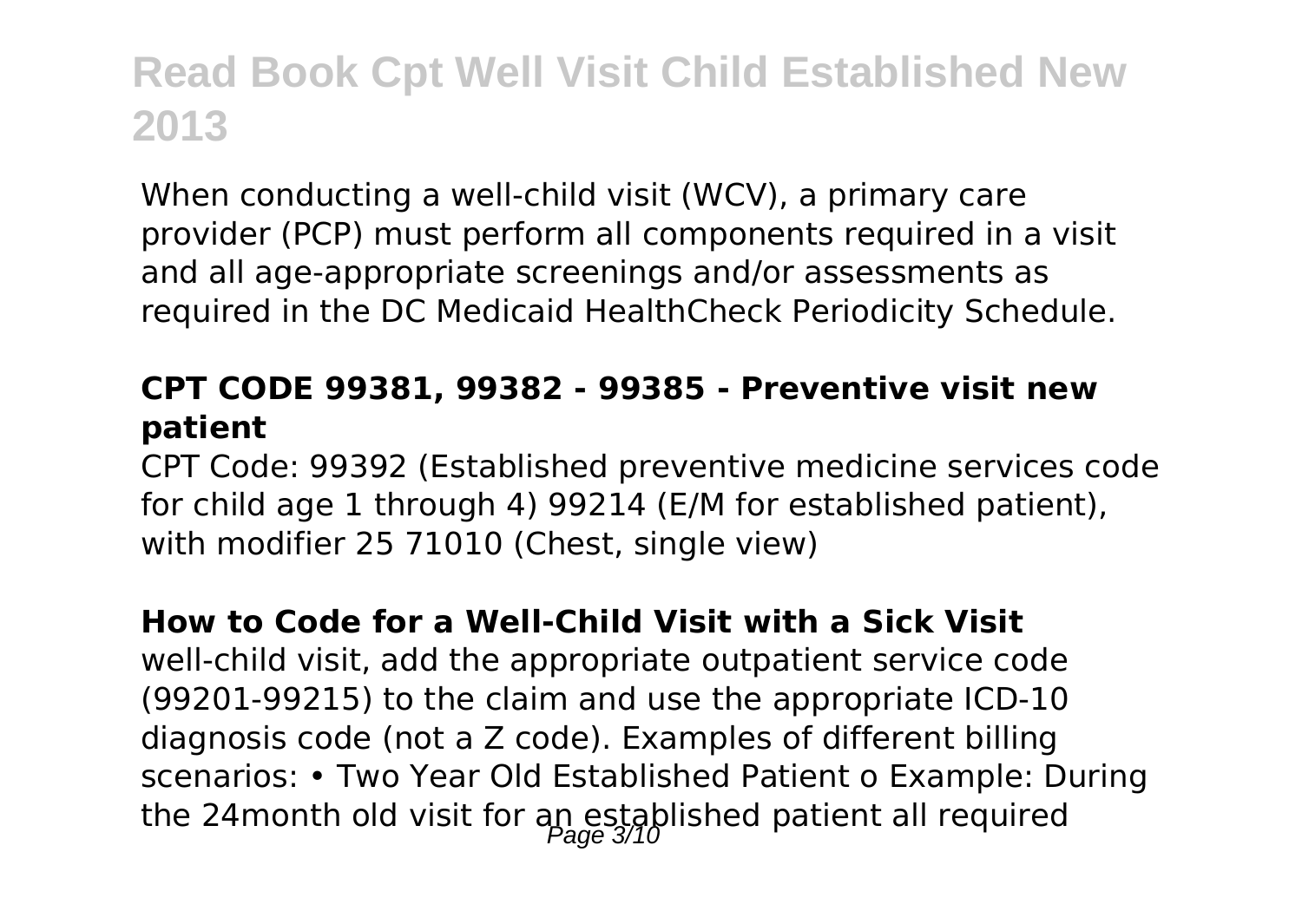When conducting a well-child visit (WCV), a primary care provider (PCP) must perform all components required in a visit and all age-appropriate screenings and/or assessments as required in the DC Medicaid HealthCheck Periodicity Schedule.

### CPT CODE 99381, 99382 - 99385 - Preventive visit new patient

CPT Code: 99392 (Established preventive medicine services code for child age 1 through 4) 99214 (E/M for established patient), with modifier 25 71010 (Chest, single view)

### How to Code for a Well-Child Visit with a Sick Visit

well-child visit, add the appropriate outpatient service code (99201-99215) to the claim and use the appropriate ICD-10 diagnosis code (not a Z code). Examples of different billing scenarios: • Two Year Old Established Patient o Example: During the 24month old visit for an established patient all required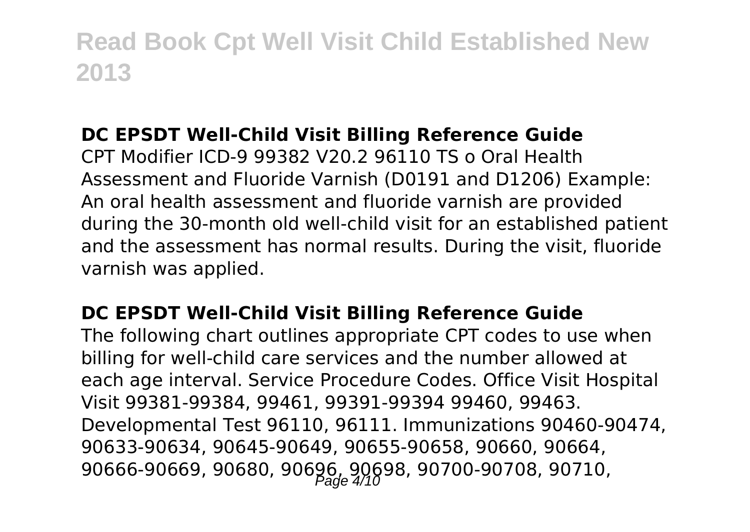## DC EPSDT Well-Child Visit Billing Reference Guide

CPT Modifier ICD-9 99382 V20.2 96110 TS o Oral Health Assessment and Fluoride Varnish (D0191 and D1206) Example: An oral health assessment and fluoride varnish are provided during the 30-month old well-child visit for an established patient and the assessment has normal results. During the visit, fluoride varnish was applied.

## DC EPSDT Well-Child Visit Billing Reference Guide

The following chart outlines appropriate CPT codes to use when billing for well-child care services and the number allowed at each age interval. Service Procedure Codes. Office Visit Hospital Visit 99381-99384, 99461, 99391-99394 99460, 99463. Developmental Test 96110, 96111. Immunizations 90460-90474, 90633-90634, 90645-90649, 90655-90658, 90660, 90664, 90666-90669, 90680, 90696, 90698, 90700-90708, 90710,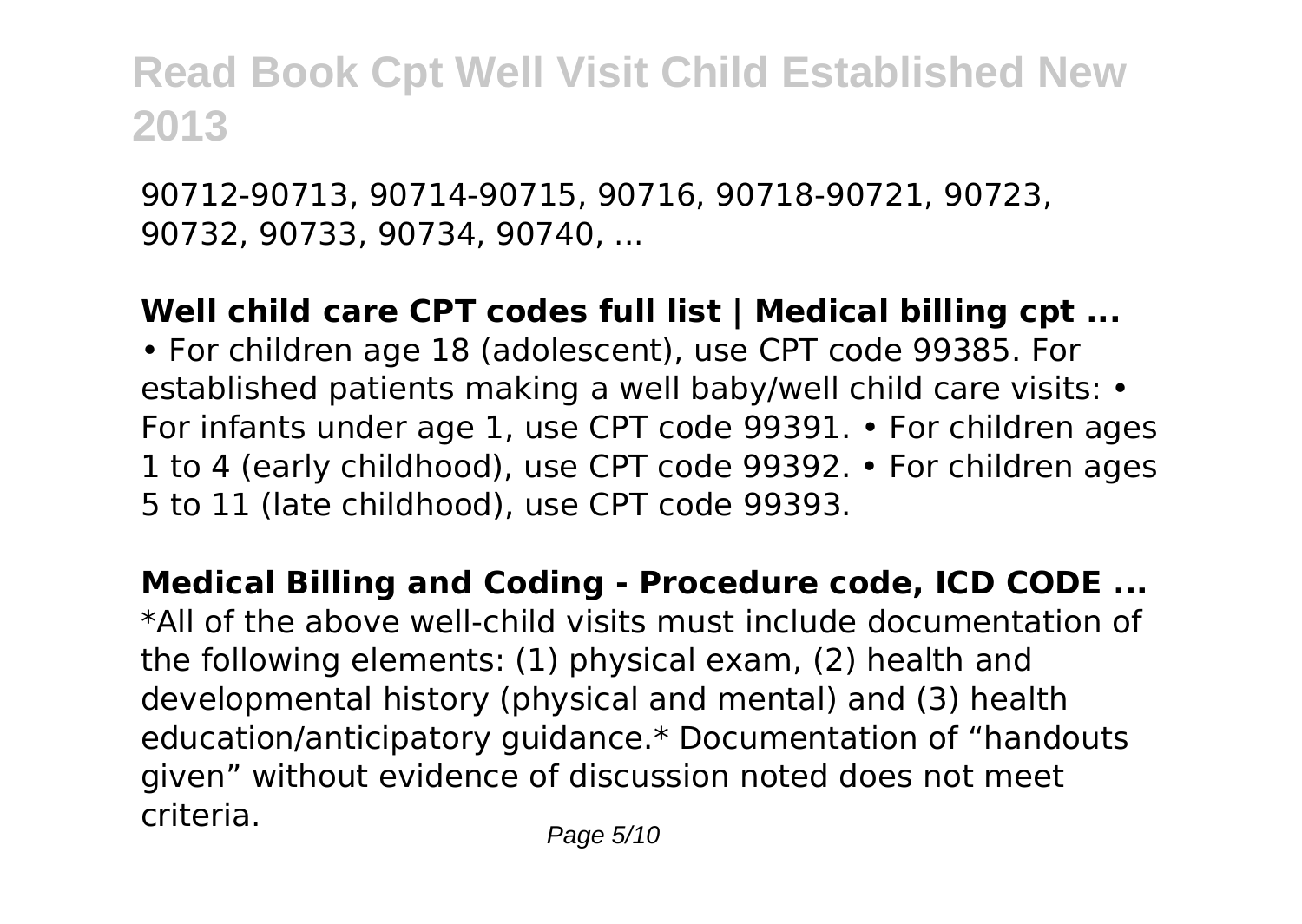90712-90713, 90714-90715, 90716, 90718-90721, 90723, 90732, 90733, 90734, 90740, ...

**Well child care CPT codes full list | Medical billing cpt ...**

• For children age 18 (adolescent), use CPT code 99385. For established patients making a well baby/well child care visits: • For infants under age 1, use CPT code 99391. • For children ages 1 to 4 (early childhood), use CPT code 99392. • For children ages 5 to 11 (late childhood), use CPT code 99393.

**Medical Billing and Coding - Procedure code, ICD CODE ...**

*All of the above well-child visits must include documentation of the following elements: (1) physical exam, (2) health and developmental history (physical and mental) and (3) health education/anticipatory guidance.* Documentation of "handouts given" without evidence of discussion noted does not meet criteria.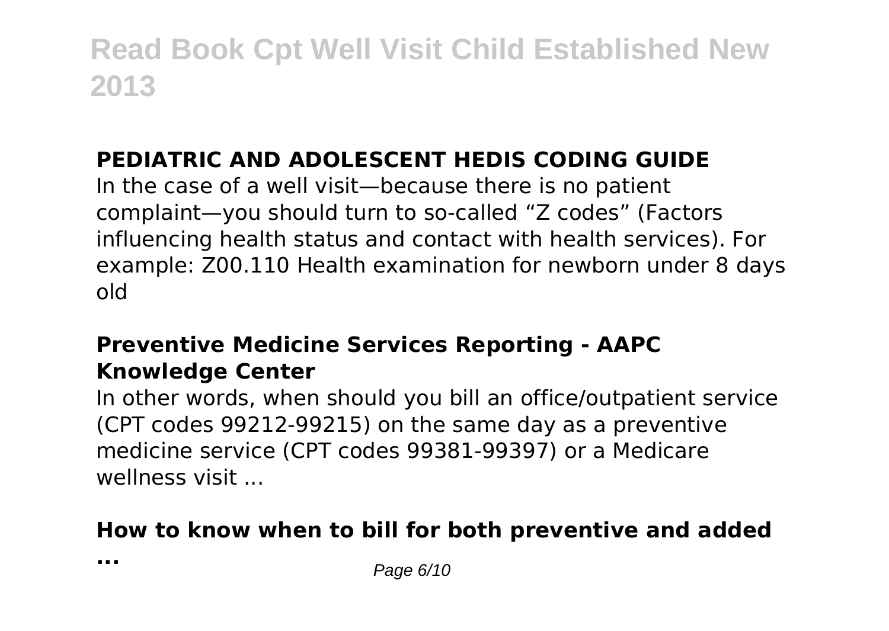## PEDIATRIC AND ADOLESCENT HEDIS CODING GUIDE

In the case of a well visit—because there is no patient complaint—you should turn to so-called "Z codes" (Factors influencing health status and contact with health services). For example: Z00.110 Health examination for newborn under 8 days old

## Preventive Medicine Services Reporting - AAPC Knowledge Center

In other words, when should you bill an office/outpatient service (CPT codes 99212-99215) on the same day as a preventive medicine service (CPT codes 99381-99397) or a Medicare wellness visit ...

## How to know when to bill for both preventive and added ...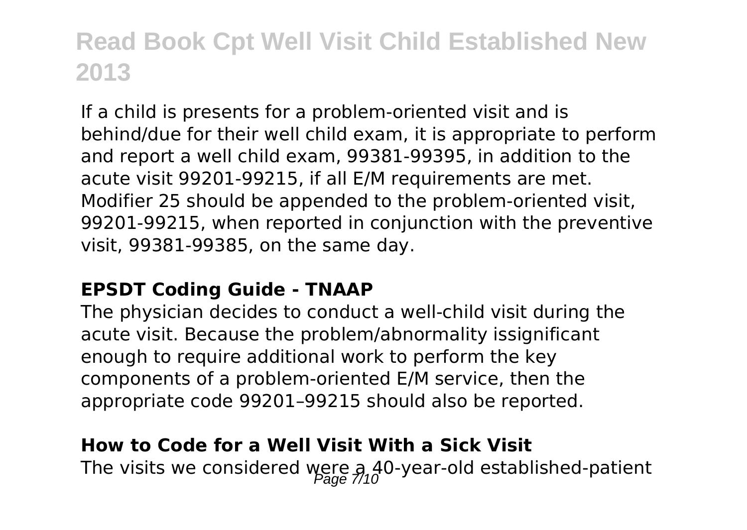If a child is presents for a problem-oriented visit and is behind/due for their well child exam, it is appropriate to perform and report a well child exam, 99381-99395, in addition to the acute visit 99201-99215, if all E/M requirements are met. Modifier 25 should be appended to the problem-oriented visit, 99201-99215, when reported in conjunction with the preventive visit, 99381-99385, on the same day.

### EPSDT Coding Guide - TNAAP

The physician decides to conduct a well-child visit during the acute visit. Because the problem/abnormality issignificant enough to require additional work to perform the key components of a problem-oriented E/M service, then the appropriate code 99201–99215 should also be reported.

### How to Code for a Well Visit With a Sick Visit

The visits we considered were a 40-year-old established-patient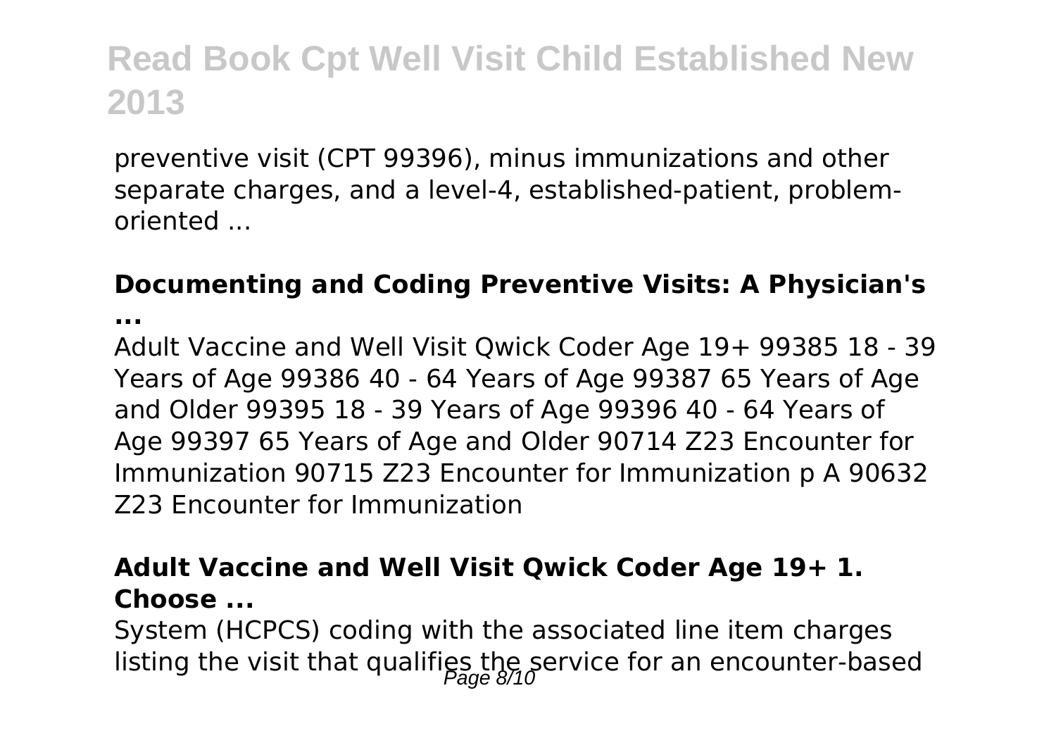preventive visit (CPT 99396), minus immunizations and other separate charges, and a level-4, established-patient, problem-oriented ...

### Documenting and Coding Preventive Visits: A Physician's ...

Adult Vaccine and Well Visit Qwick Coder Age 19+ 99385 18 - 39 Years of Age 99386 40 - 64 Years of Age 99387 65 Years of Age and Older 99395 18 - 39 Years of Age 99396 40 - 64 Years of Age 99397 65 Years of Age and Older 90714 Z23 Encounter for Immunization 90715 Z23 Encounter for Immunization p A 90632 Z23 Encounter for Immunization

### Adult Vaccine and Well Visit Qwick Coder Age 19+ 1. Choose ...

System (HCPCS) coding with the associated line item charges listing the visit that qualifies the service for an encounter-based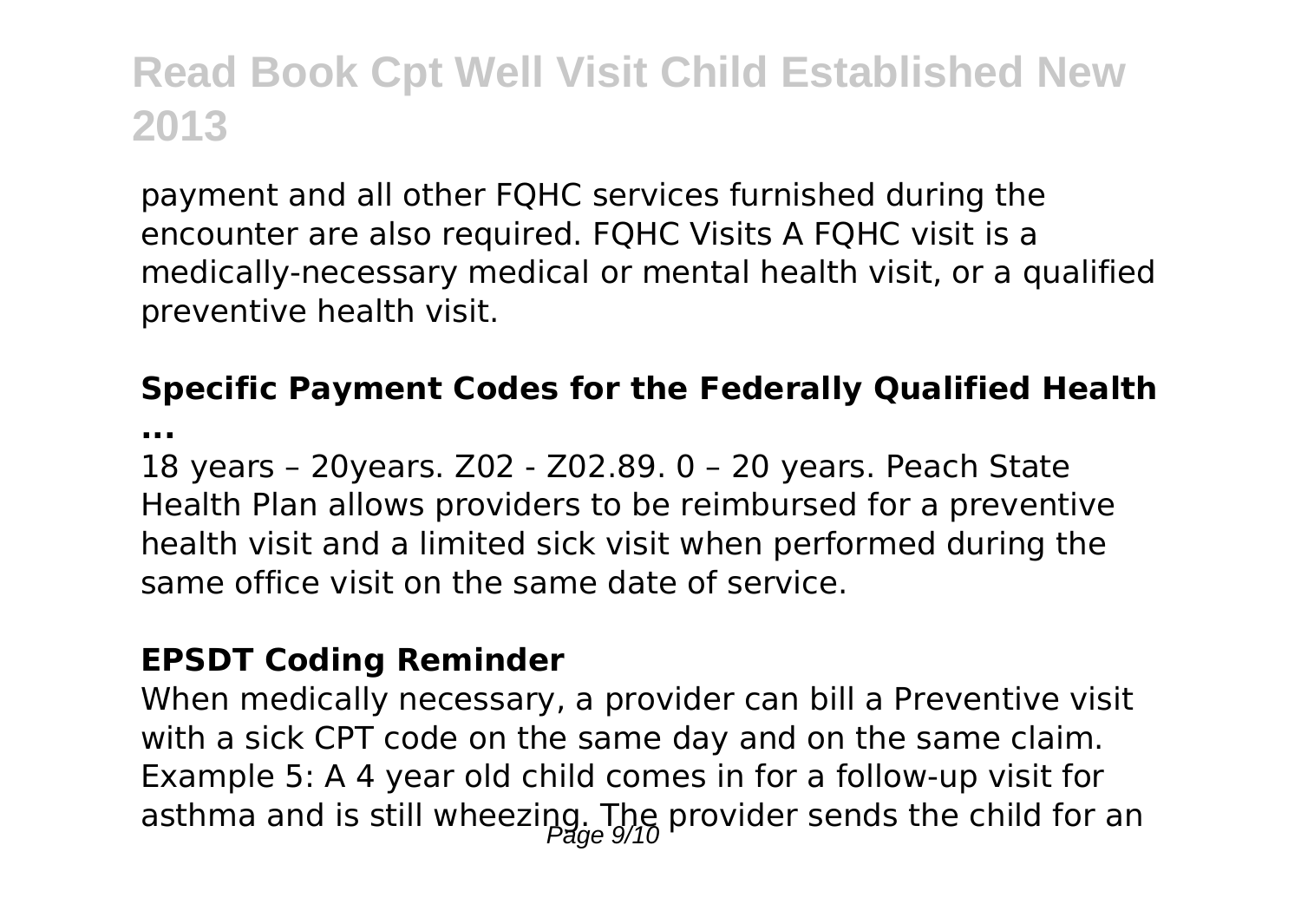payment and all other FQHC services furnished during the encounter are also required. FQHC Visits A FQHC visit is a medically-necessary medical or mental health visit, or a qualified preventive health visit.

### Specific Payment Codes for the Federally Qualified Health ...

18 years – 20years. Z02 - Z02.89. 0 – 20 years. Peach State Health Plan allows providers to be reimbursed for a preventive health visit and a limited sick visit when performed during the same office visit on the same date of service.

### EPSDT Coding Reminder

When medically necessary, a provider can bill a Preventive visit with a sick CPT code on the same day and on the same claim. Example 5: A 4 year old child comes in for a follow-up visit for asthma and is still wheezing. The provider sends the child for an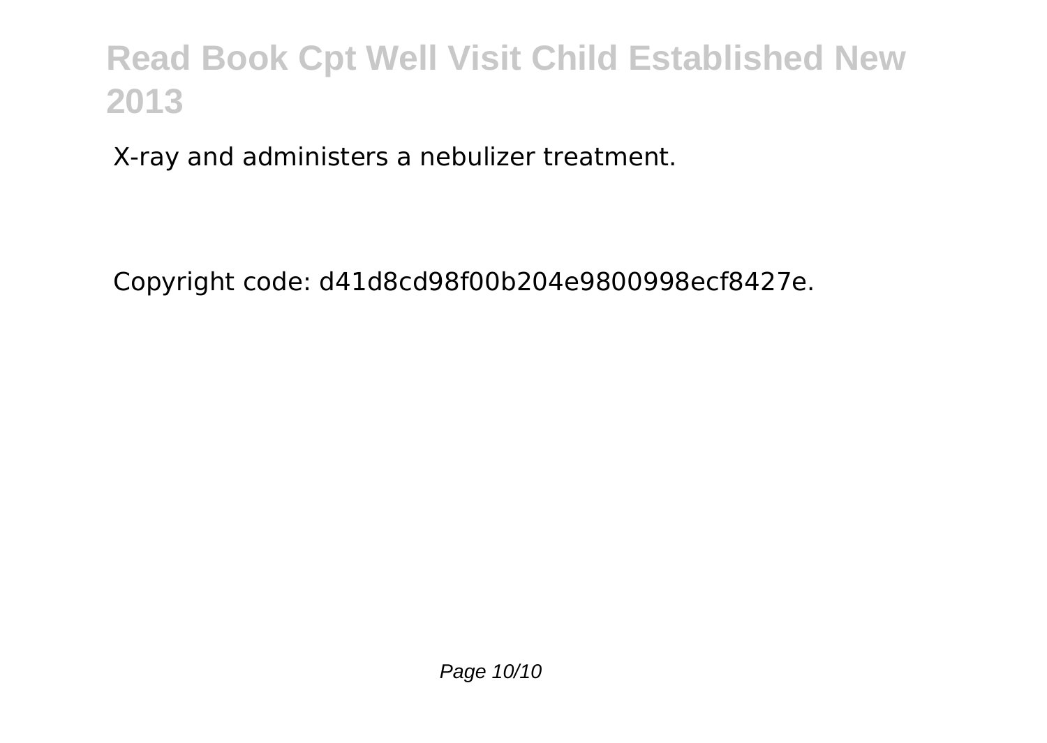X-ray and administers a nebulizer treatment.

Copyright code: d41d8cd98f00b204e9800998ecf8427e.